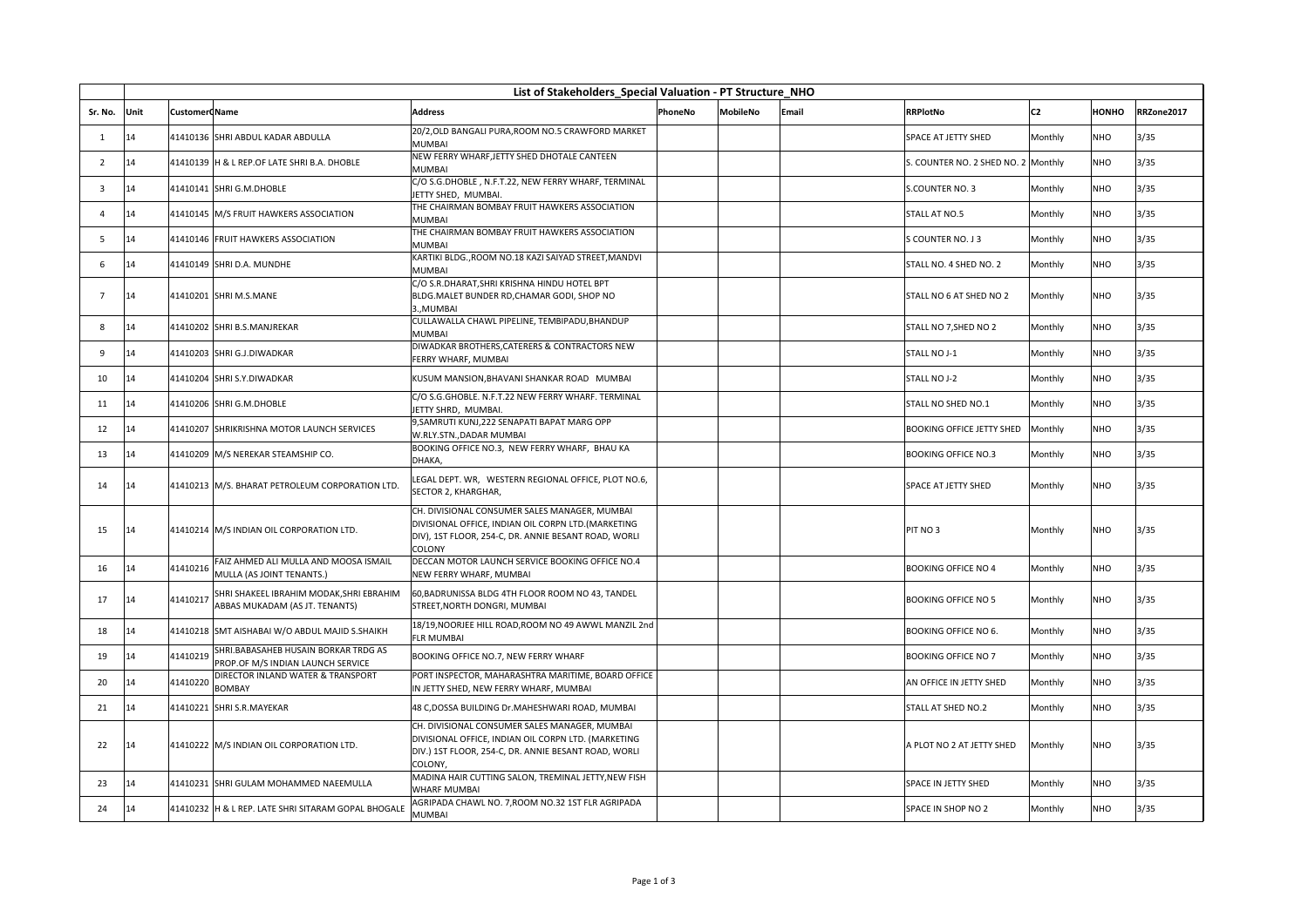# List of Stakeholders_Special Valuation - PT Structure_NHO

| Sr. No. | Unit | CustomerC | Name | Address | PhoneNo | MobileNo | Email | RRPlotNo | C2 | HONHO | RRZone2017 |
|---|---|---|---|---|---|---|---|---|---|---|---|
| 1 | 14 | 41410136 | SHRI ABDUL KADAR ABDULLA | 20/2,OLD BANGALI PURA,ROOM NO.5 CRAWFORD MARKET MUMBAI | | | | SPACE AT JETTY SHED | Monthly | NHO | 3/35 |
| 2 | 14 | 41410139 | H & L REP.OF LATE SHRI B.A. DHOBLE | NEW FERRY WHARF,JETTY SHED DHOTALE CANTEEN MUMBAI | | | | S. COUNTER NO. 2 SHED NO. 2 | Monthly | NHO | 3/35 |
| 3 | 14 | 41410141 | SHRI G.M.DHOBLE | C/O S.G.DHOBLE , N.F.T.22, NEW FERRY WHARF, TERMINAL JETTY SHED, MUMBAI. | | | | S.COUNTER NO. 3 | Monthly | NHO | 3/35 |
| 4 | 14 | 41410145 | M/S FRUIT HAWKERS ASSOCIATION | THE CHAIRMAN BOMBAY FRUIT HAWKERS ASSOCIATION MUMBAI | | | | STALL AT NO.5 | Monthly | NHO | 3/35 |
| 5 | 14 | 41410146 | FRUIT HAWKERS ASSOCIATION | THE CHAIRMAN BOMBAY FRUIT HAWKERS ASSOCIATION MUMBAI | | | | S COUNTER NO. J 3 | Monthly | NHO | 3/35 |
| 6 | 14 | 41410149 | SHRI D.A. MUNDHE | KARTIKI BLDG.,ROOM NO.18 KAZI SAIYAD STREET,MANDVI MUMBAI | | | | STALL NO. 4 SHED NO. 2 | Monthly | NHO | 3/35 |
| 7 | 14 | 41410201 | SHRI M.S.MANE | C/O S.R.DHARAT,SHRI KRISHNA HINDU HOTEL BPT BLDG.MALET BUNDER RD,CHAMAR GODI, SHOP NO 3.,MUMBAI | | | | STALL NO 6 AT SHED NO 2 | Monthly | NHO | 3/35 |
| 8 | 14 | 41410202 | SHRI B.S.MANJREKAR | CULLAWALLA CHAWL PIPELINE, TEMBIPADU,BHANDUP MUMBAI | | | | STALL NO 7,SHED NO 2 | Monthly | NHO | 3/35 |
| 9 | 14 | 41410203 | SHRI G.J.DIWADKAR | DIWADKAR BROTHERS,CATERERS & CONTRACTORS NEW FERRY WHARF, MUMBAI | | | | STALL NO J-1 | Monthly | NHO | 3/35 |
| 10 | 14 | 41410204 | SHRI S.Y.DIWADKAR | KUSUM MANSION,BHAVANI SHANKAR ROAD MUMBAI | | | | STALL NO J-2 | Monthly | NHO | 3/35 |
| 11 | 14 | 41410206 | SHRI G.M.DHOBLE | C/O S.G.GHOBLE. N.F.T.22 NEW FERRY WHARF. TERMINAL JETTY SHRD, MUMBAI. | | | | STALL NO SHED NO.1 | Monthly | NHO | 3/35 |
| 12 | 14 | 41410207 | SHRIKRISHNA MOTOR LAUNCH SERVICES | 9,SAMRUTI KUNJ,222 SENAPATI BAPAT MARG OPP W.RLY.STN.,DADAR MUMBAI | | | | BOOKING OFFICE JETTY SHED | Monthly | NHO | 3/35 |
| 13 | 14 | 41410209 | M/S NEREKAR STEAMSHIP CO. | BOOKING OFFICE NO.3, NEW FERRY WHARF, BHAU KA DHAKA, | | | | BOOKING OFFICE NO.3 | Monthly | NHO | 3/35 |
| 14 | 14 | 41410213 | M/S. BHARAT PETROLEUM CORPORATION LTD. | LEGAL DEPT. WR, WESTERN REGIONAL OFFICE, PLOT NO.6, SECTOR 2, KHARGHAR, | | | | SPACE AT JETTY SHED | Monthly | NHO | 3/35 |
| 15 | 14 | 41410214 | M/S INDIAN OIL CORPORATION LTD. | CH. DIVISIONAL CONSUMER SALES MANAGER, MUMBAI DIVISIONAL OFFICE, INDIAN OIL CORPN LTD.(MARKETING DIV), 1ST FLOOR, 254-C, DR. ANNIE BESANT ROAD, WORLI COLONY | | | | PIT NO 3 | Monthly | NHO | 3/35 |
| 16 | 14 | 41410216 | FAIZ AHMED ALI MULLA AND MOOSA ISMAIL MULLA (AS JOINT TENANTS.) | DECCAN MOTOR LAUNCH SERVICE BOOKING OFFICE NO.4 NEW FERRY WHARF, MUMBAI | | | | BOOKING OFFICE NO 4 | Monthly | NHO | 3/35 |
| 17 | 14 | 41410217 | SHRI SHAKEEL IBRAHIM MODAK,SHRI EBRAHIM ABBAS MUKADAM (AS JT. TENANTS) | 60,BADRUNISSA BLDG 4TH FLOOR ROOM NO 43, TANDEL STREET,NORTH DONGRI, MUMBAI | | | | BOOKING OFFICE NO 5 | Monthly | NHO | 3/35 |
| 18 | 14 | 41410218 | SMT AISHABAI W/O ABDUL MAJID S.SHAIKH | 18/19,NOORJEE HILL ROAD,ROOM NO 49 AWWL MANZIL 2nd FLR MUMBAI | | | | BOOKING OFFICE NO 6. | Monthly | NHO | 3/35 |
| 19 | 14 | 41410219 | SHRI.BABASAHEB HUSAIN BORKAR TRDG AS PROP.OF M/S INDIAN LAUNCH SERVICE | BOOKING OFFICE NO.7, NEW FERRY WHARF | | | | BOOKING OFFICE NO 7 | Monthly | NHO | 3/35 |
| 20 | 14 | 41410220 | DIRECTOR INLAND WATER & TRANSPORT BOMBAY | PORT INSPECTOR, MAHARASHTRA MARITIME, BOARD OFFICE IN JETTY SHED, NEW FERRY WHARF, MUMBAI | | | | AN OFFICE IN JETTY SHED | Monthly | NHO | 3/35 |
| 21 | 14 | 41410221 | SHRI S.R.MAYEKAR | 48 C,DOSSA BUILDING Dr.MAHESHWARI ROAD, MUMBAI | | | | STALL AT SHED NO.2 | Monthly | NHO | 3/35 |
| 22 | 14 | 41410222 | M/S INDIAN OIL CORPORATION LTD. | CH. DIVISIONAL CONSUMER SALES MANAGER, MUMBAI DIVISIONAL OFFICE, INDIAN OIL CORPN LTD. (MARKETING DIV.) 1ST FLOOR, 254-C, DR. ANNIE BESANT ROAD, WORLI COLONY, | | | | A PLOT NO 2 AT JETTY SHED | Monthly | NHO | 3/35 |
| 23 | 14 | 41410231 | SHRI GULAM MOHAMMED NAEEMULLA | MADINA HAIR CUTTING SALON, TREMINAL JETTY,NEW FISH WHARF MUMBAI | | | | SPACE IN JETTY SHED | Monthly | NHO | 3/35 |
| 24 | 14 | 41410232 | H & L REP. LATE SHRI SITARAM GOPAL BHOGALE | AGRIPADA CHAWL NO. 7,ROOM NO.32 1ST FLR AGRIPADA MUMBAI | | | | SPACE IN SHOP NO 2 | Monthly | NHO | 3/35 |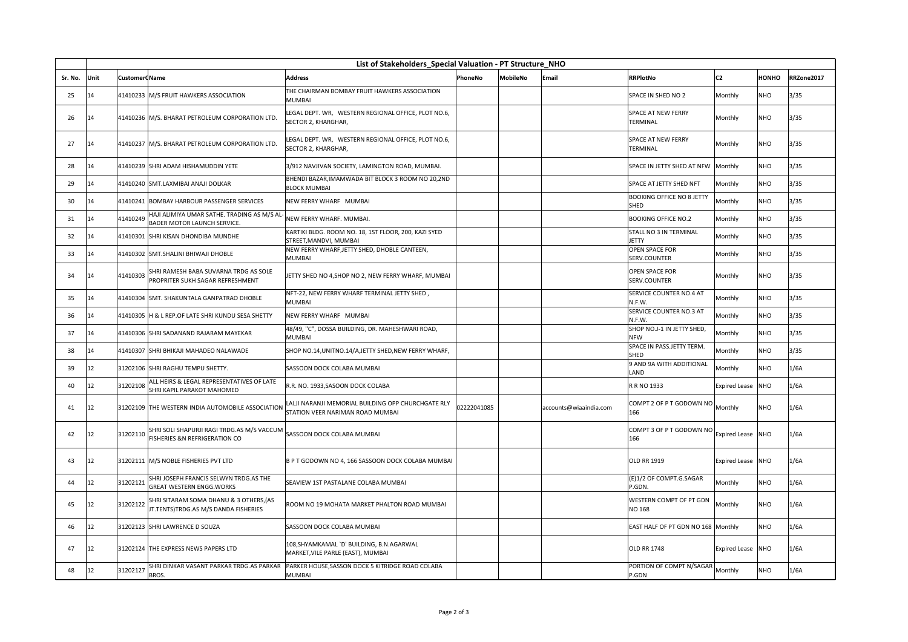| List of Stakeholders_Special Valuation - PT Structure_NHO | | | | | | | | | | | |
|---|---|---|---|---|---|---|---|---|---|---|---|
| Sr. No. | Unit | CustomerC | Name | Address | PhoneNo | MobileNo | Email | RRPlotNo | C2 | HONHO | RRZone2017 |
| 25 | 14 | 41410233 | M/S FRUIT HAWKERS ASSOCIATION | THE CHAIRMAN BOMBAY FRUIT HAWKERS ASSOCIATION MUMBAI | | | | SPACE IN SHED NO 2 | Monthly | NHO | 3/35 |
| 26 | 14 | 41410236 | M/S. BHARAT PETROLEUM CORPORATION LTD. | LEGAL DEPT. WR, WESTERN REGIONAL OFFICE, PLOT NO.6, SECTOR 2, KHARGHAR, | | | | SPACE AT NEW FERRY TERMINAL | Monthly | NHO | 3/35 |
| 27 | 14 | 41410237 | M/S. BHARAT PETROLEUM CORPORATION LTD. | LEGAL DEPT. WR, WESTERN REGIONAL OFFICE, PLOT NO.6, SECTOR 2, KHARGHAR, | | | | SPACE AT NEW FERRY TERMINAL | Monthly | NHO | 3/35 |
| 28 | 14 | 41410239 | SHRI ADAM HISHAMUDDIN YETE | 3/912 NAVJIVAN SOCIETY, LAMINGTON ROAD, MUMBAI. | | | | SPACE IN JETTY SHED AT NFW | Monthly | NHO | 3/35 |
| 29 | 14 | 41410240 | SMT.LAXMIBAI ANAJI DOLKAR | BHENDI BAZAR,IMAMWADA BIT BLOCK 3 ROOM NO 20,2ND BLOCK MUMBAI | | | | SPACE AT JETTY SHED NFT | Monthly | NHO | 3/35 |
| 30 | 14 | 41410241 | BOMBAY HARBOUR PASSENGER SERVICES | NEW FERRY WHARF MUMBAI | | | | BOOKING OFFICE NO 8 JETTY SHED | Monthly | NHO | 3/35 |
| 31 | 14 | 41410249 | HAJI ALIMIYA UMAR SATHE. TRADING AS M/S AL-BADER MOTOR LAUNCH SERVICE. | NEW FERRY WHARF. MUMBAI. | | | | BOOKING OFFICE NO.2 | Monthly | NHO | 3/35 |
| 32 | 14 | 41410301 | SHRI KISAN DHONDIBA MUNDHE | KARTIKI BLDG. ROOM NO. 18, 1ST FLOOR, 200, KAZI SYED STREET,MANDVI, MUMBAI | | | | STALL NO 3 IN TERMINAL JETTY | Monthly | NHO | 3/35 |
| 33 | 14 | 41410302 | SMT.SHALINI BHIWAJI DHOBLE | NEW FERRY WHARF,JETTY SHED, DHOBLE CANTEEN, MUMBAI | | | | OPEN SPACE FOR SERV.COUNTER | Monthly | NHO | 3/35 |
| 34 | 14 | 41410303 | SHRI RAMESH BABA SUVARNA TRDG AS SOLE PROPRITER SUKH SAGAR REFRESHMENT | JETTY SHED NO 4,SHOP NO 2, NEW FERRY WHARF, MUMBAI | | | | OPEN SPACE FOR SERV.COUNTER | Monthly | NHO | 3/35 |
| 35 | 14 | 41410304 | SMT. SHAKUNTALA GANPATRAO DHOBLE | NFT-22, NEW FERRY WHARF TERMINAL JETTY SHED , MUMBAI | | | | SERVICE COUNTER NO.4 AT N.F.W. | Monthly | NHO | 3/35 |
| 36 | 14 | 41410305 | H & L REP.OF LATE SHRI KUNDU SESA SHETTY | NEW FERRY WHARF MUMBAI | | | | SERVICE COUNTER NO.3 AT N.F.W. | Monthly | NHO | 3/35 |
| 37 | 14 | 41410306 | SHRI SADANAND RAJARAM MAYEKAR | 48/49, "C", DOSSA BUILDING, DR. MAHESHWARI ROAD, MUMBAI | | | | SHOP NO.J-1 IN JETTY SHED, NFW | Monthly | NHO | 3/35 |
| 38 | 14 | 41410307 | SHRI BHIKAJI MAHADEO NALAWADE | SHOP NO.14,UNITNO.14/A,JETTY SHED,NEW FERRY WHARF, | | | | SPACE IN PASS.JETTY TERM. SHED | Monthly | NHO | 3/35 |
| 39 | 12 | 31202106 | SHRI RAGHU TEMPU SHETTY. | SASSOON DOCK COLABA MUMBAI | | | | 9 AND 9A WITH ADDITIONAL LAND | Monthly | NHO | 1/6A |
| 40 | 12 | 31202108 | ALL HEIRS & LEGAL REPRESENTATIVES OF LATE SHRI KAPIL PARAKOT MAHOMED | R.R. NO. 1933,SASOON DOCK COLABA | | | | R R NO 1933 | Expired Lease | NHO | 1/6A |
| 41 | 12 | 31202109 | THE WESTERN INDIA AUTOMOBILE ASSOCIATION | LALJI NARANJI MEMORIAL BUILDING OPP CHURCHGATE RLY STATION VEER NARIMAN ROAD MUMBAI | 02222041085 | | accounts@wiaaindia.com | COMPT 2 OF P T GODOWN NO 166 | Monthly | NHO | 1/6A |
| 42 | 12 | 31202110 | SHRI SOLI SHAPURJI RAGI TRDG.AS M/S VACCUM FISHERIES &N REFRIGERATION CO | SASSOON DOCK COLABA MUMBAI | | | | COMPT 3 OF P T GODOWN NO 166 | Expired Lease | NHO | 1/6A |
| 43 | 12 | 31202111 | M/S NOBLE FISHERIES PVT LTD | B P T GODOWN NO 4, 166 SASSOON DOCK COLABA MUMBAI | | | | OLD RR 1919 | Expired Lease | NHO | 1/6A |
| 44 | 12 | 31202121 | SHRI JOSEPH FRANCIS SELWYN TRDG.AS THE GREAT WESTERN ENGG.WORKS | SEAVIEW 1ST PASTALANE COLABA MUMBAI | | | | (E)1/2 OF COMPT.G.SAGAR P.GDN. | Monthly | NHO | 1/6A |
| 45 | 12 | 31202122 | SHRI SITARAM SOMA DHANU & 3 OTHERS,(AS JT.TENTS)TRDG.AS M/S DANDA FISHERIES | ROOM NO 19 MOHATA MARKET PHALTON ROAD MUMBAI | | | | WESTERN COMPT OF PT GDN NO 168 | Monthly | NHO | 1/6A |
| 46 | 12 | 31202123 | SHRI LAWRENCE D SOUZA | SASSOON DOCK COLABA MUMBAI | | | | EAST HALF OF PT GDN NO 168 | Monthly | NHO | 1/6A |
| 47 | 12 | 31202124 | THE EXPRESS NEWS PAPERS LTD | 108,SHYAMKAMAL `D' BUILDING, B.N.AGARWAL MARKET,VILE PARLE (EAST), MUMBAI | | | | OLD RR 1748 | Expired Lease | NHO | 1/6A |
| 48 | 12 | 31202127 | SHRI DINKAR VASANT PARKAR TRDG.AS PARKAR BROS. | PARKER HOUSE,SASSON DOCK 5 KITRIDGE ROAD COLABA MUMBAI | | | | PORTION OF COMPT N/SAGAR P.GDN | Monthly | NHO | 1/6A |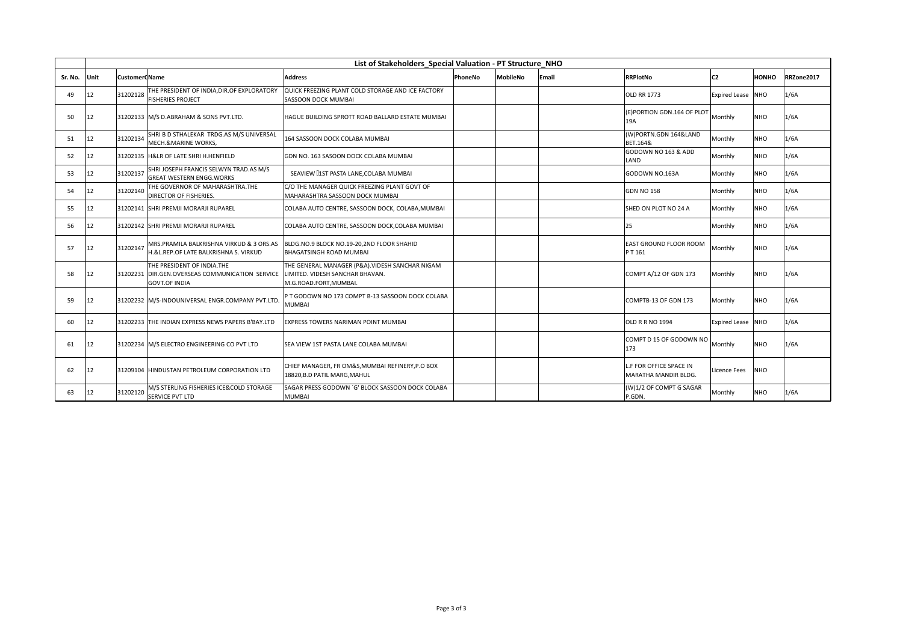| | List of Stakeholders_Special Valuation - PT Structure_NHO | | | | | | | | | | |
|---|---|---|---|---|---|---|---|---|---|---|---|
| Sr. No. | Unit | CustomerC | Name | Address | PhoneNo | MobileNo | Email | RRPlotNo | C2 | HONHO | RRZone2017 |
| 49 | 12 | 31202128 | THE PRESIDENT OF INDIA,DIR.OF EXPLORATORY FISHERIES PROJECT | QUICK FREEZING PLANT COLD STORAGE AND ICE FACTORY SASSOON DOCK MUMBAI | | | | OLD RR 1773 | Expired Lease | NHO | 1/6A |
| 50 | 12 | 31202133 | M/S D.ABRAHAM & SONS PVT.LTD. | HAGUE BUILDING SPROTT ROAD BALLARD ESTATE MUMBAI | | | | (E)PORTION GDN.164 OF PLOT 19A | Monthly | NHO | 1/6A |
| 51 | 12 | 31202134 | SHRI B D STHALEKAR TRDG.AS M/S UNIVERSAL MECH.&MARINE WORKS, | 164 SASSOON DOCK COLABA MUMBAI | | | | (W)PORTN.GDN 164&LAND BET.164& | Monthly | NHO | 1/6A |
| 52 | 12 | 31202135 | H&LR OF LATE SHRI H.HENFIELD | GDN NO. 163 SASOON DOCK COLABA MUMBAI | | | | GODOWN NO 163 & ADD LAND | Monthly | NHO | 1/6A |
| 53 | 12 | 31202137 | SHRI JOSEPH FRANCIS SELWYN TRAD.AS M/S GREAT WESTERN ENGG.WORKS | SEAVIEW 1ST PASTA LANE,COLABA MUMBAI | | | | GODOWN NO.163A | Monthly | NHO | 1/6A |
| 54 | 12 | 31202140 | THE GOVERNOR OF MAHARASHTRA.THE DIRECTOR OF FISHERIES. | C/O THE MANAGER QUICK FREEZING PLANT GOVT OF MAHARASHTRA SASSOON DOCK MUMBAI | | | | GDN NO 158 | Monthly | NHO | 1/6A |
| 55 | 12 | 31202141 | SHRI PREMJI MORARJI RUPAREL | COLABA AUTO CENTRE, SASSOON DOCK, COLABA,MUMBAI | | | | SHED ON PLOT NO 24 A | Monthly | NHO | 1/6A |
| 56 | 12 | 31202142 | SHRI PREMJI MORARJI RUPAREL | COLABA AUTO CENTRE, SASSOON DOCK,COLABA MUMBAI | | | | 25 | Monthly | NHO | 1/6A |
| 57 | 12 | 31202147 | MRS.PRAMILA BALKRISHNA VIRKUD & 3 ORS.AS H.&L.REP.OF LATE BALKRISHNA S. VIRKUD | BLDG.NO.9 BLOCK NO.19-20,2ND FLOOR SHAHID BHAGATSINGH ROAD MUMBAI | | | | EAST GROUND FLOOR ROOM P T 161 | Monthly | NHO | 1/6A |
| 58 | 12 | 31202231 | THE PRESIDENT OF INDIA.THE DIR.GEN.OVERSEAS COMMUNICATION SERVICE GOVT.OF INDIA | THE GENERAL MANAGER (P&A).VIDESH SANCHAR NIGAM LIMITED. VIDESH SANCHAR BHAVAN. M.G.ROAD.FORT,MUMBAI. | | | | COMPT A/12 OF GDN 173 | Monthly | NHO | 1/6A |
| 59 | 12 | 31202232 | M/S-INDOUNIVERSAL ENGR.COMPANY PVT.LTD. | P T GODOWN NO 173 COMPT B-13 SASSOON DOCK COLABA MUMBAI | | | | COMPTB-13 OF GDN 173 | Monthly | NHO | 1/6A |
| 60 | 12 | 31202233 | THE INDIAN EXPRESS NEWS PAPERS B'BAY.LTD | EXPRESS TOWERS NARIMAN POINT MUMBAI | | | | OLD R R NO 1994 | Expired Lease | NHO | 1/6A |
| 61 | 12 | 31202234 | M/S ELECTRO ENGINEERING CO PVT LTD | SEA VIEW 1ST PASTA LANE COLABA MUMBAI | | | | COMPT D 15 OF GODOWN NO 173 | Monthly | NHO | 1/6A |
| 62 | 12 | 31209104 | HINDUSTAN PETROLEUM CORPORATION LTD | CHIEF MANAGER, FR OM&S,MUMBAI REFINERY,P.O BOX 18820,B.D PATIL MARG,MAHUL | | | | L.F FOR OFFICE SPACE IN MARATHA MANDIR BLDG. | Licence Fees | NHO | |
| 63 | 12 | 31202120 | M/S STERLING FISHERIES ICE&COLD STORAGE SERVICE PVT LTD | SAGAR PRESS GODOWN `G' BLOCK SASSOON DOCK COLABA MUMBAI | | | | (W)1/2 OF COMPT G SAGAR P.GDN. | Monthly | NHO | 1/6A |